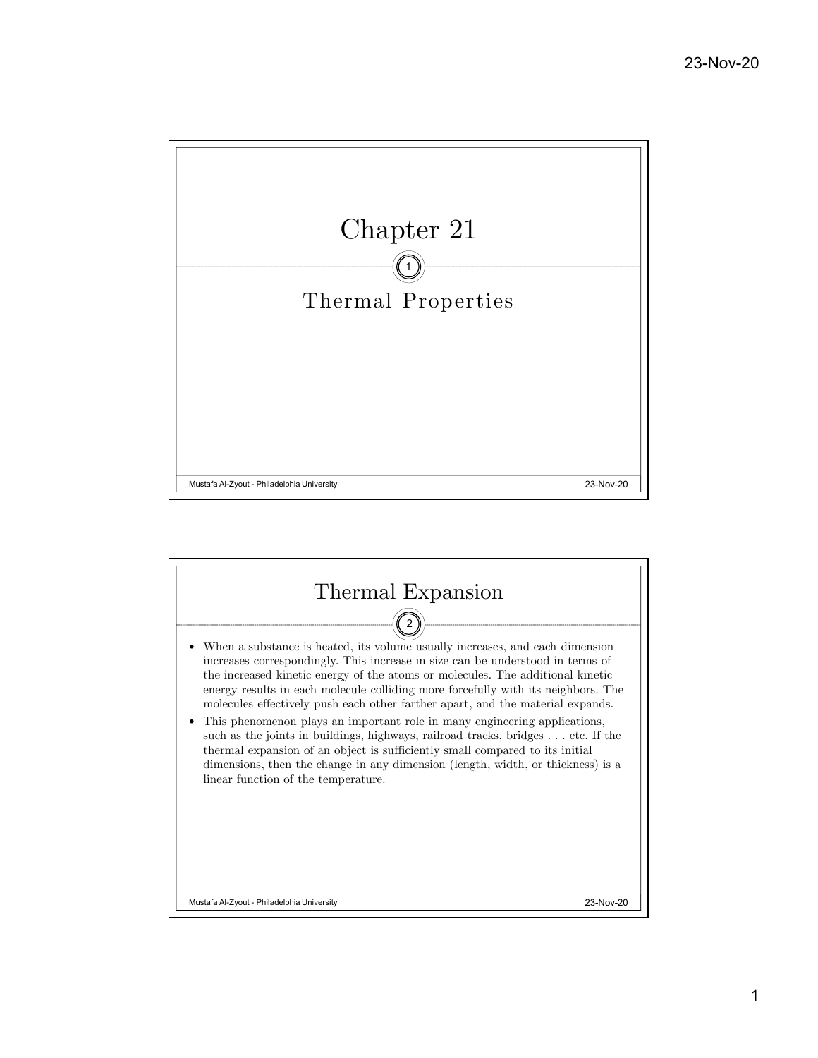# Chapter 21

## Thermal Properties

## Thermal Expansion

- When a substance is heated, its volume usually increases, and each dimension increases correspondingly. This increase in size can be understood in terms of the increased kinetic energy of the atoms or molecules. The additional kinetic energy results in each molecule colliding more forcefully with its neighbors. The molecules effectively push each other farther apart, and the material expands.
- This phenomenon plays an important role in many engineering applications, such as the joints in buildings, highways, railroad tracks, bridges . . . etc. If the thermal expansion of an object is sufficiently small compared to its initial dimensions, then the change in any dimension (length, width, or thickness) is a linear function of the temperature.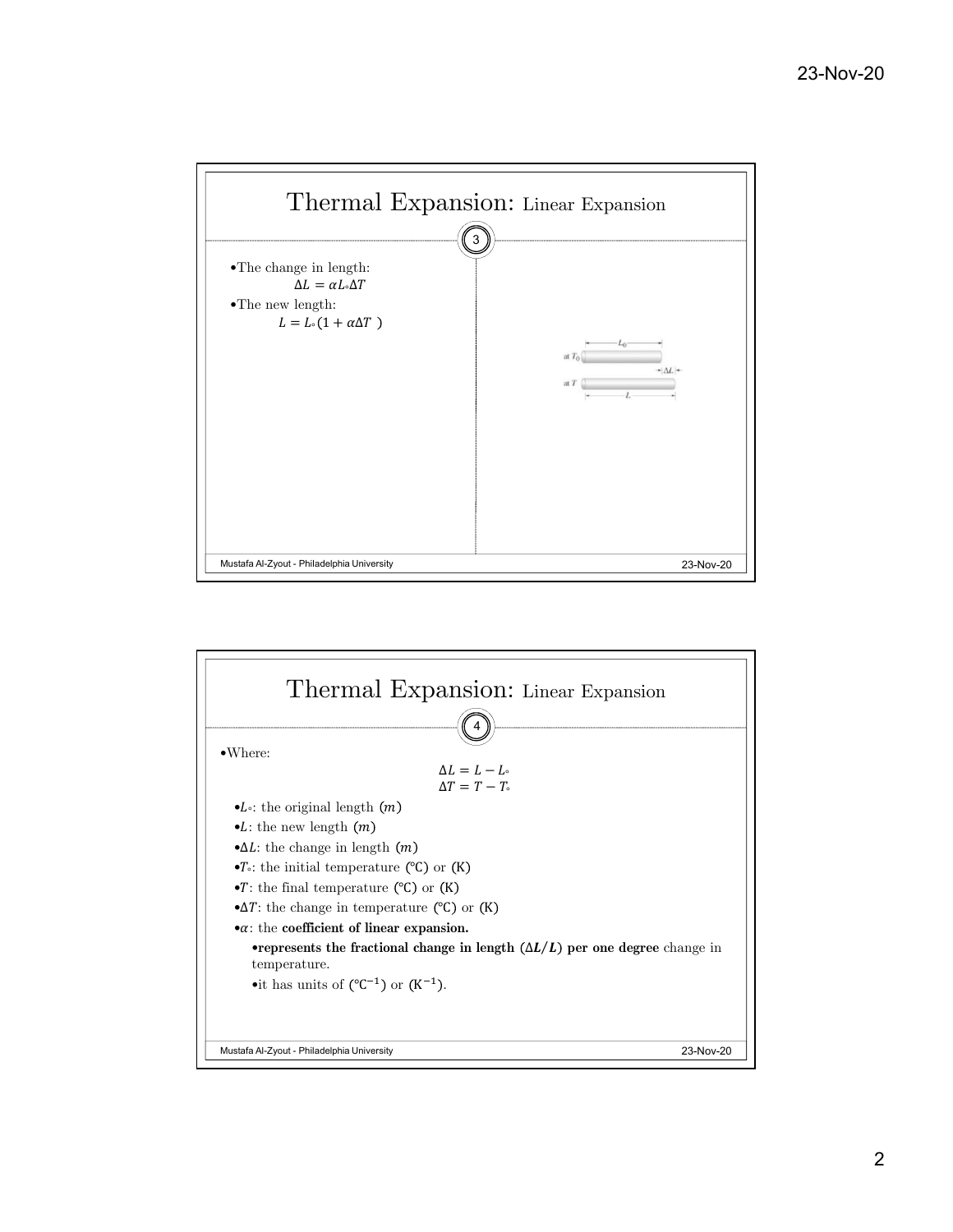# Thermal Expansion: Linear Expansion

- The change in length:

$$\Delta L = \alpha L_{\circ} \Delta T$$

- The new length:

$$L = L_{\circ}(1 + \alpha \Delta T)$$

# Thermal Expansion: Linear Expansion

- Where:

$$\Delta L = L - L_{\circ}$$
$$\Delta T = T - T_{\circ}$$

- $L_{\circ}$: the original length $(m)$
- $L$: the new length $(m)$
- $\Delta L$: the change in length $(m)$
- $T_{\circ}$: the initial temperature (℃) or (K)
- $T$: the final temperature (℃) or (K)
- $\Delta T$: the change in temperature (℃) or (K)
- $\alpha$: the **coefficient of linear expansion.**
  - **represents the fractional change in length ($\Delta L/L$) per one degree** change in temperature.
  - it has units of ($℃^{-1}$) or ($K^{-1}$).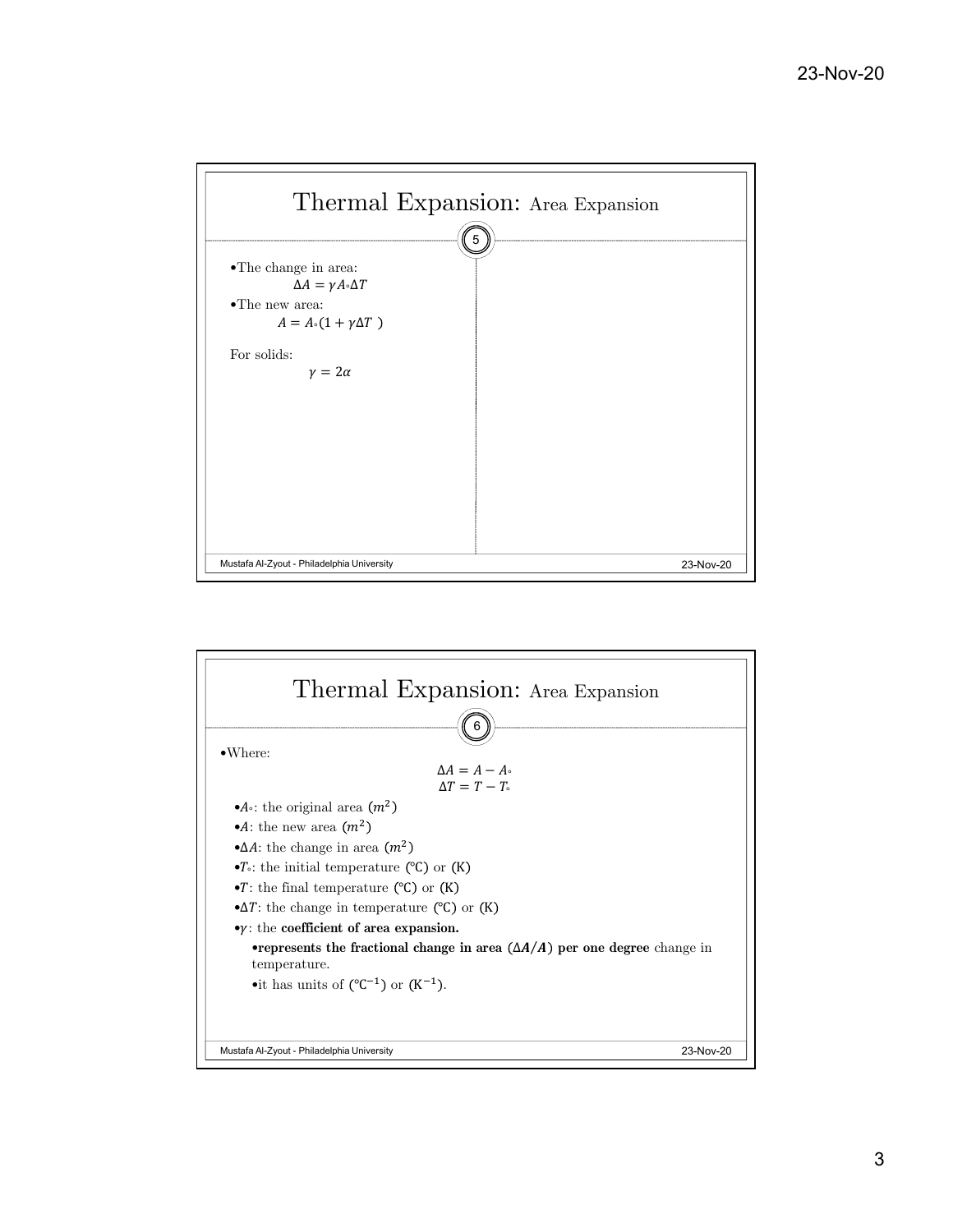## Thermal Expansion: Area Expansion

- The change in area:

$$\Delta A = \gamma A_\circ \Delta T$$

- The new area:

$$A = A_\circ(1 + \gamma \Delta T\ )$$

For solids:

$$\gamma = 2\alpha$$

## Thermal Expansion: Area Expansion

- Where:

$$\Delta A = A - A_\circ$$
$$\Delta T = T - T_\circ$$

- $A_\circ$: the original area $(m^2)$
- $A$: the new area $(m^2)$
- $\Delta A$: the change in area $(m^2)$
- $T_\circ$: the initial temperature (℃) or (K)
- $T$: the final temperature (℃) or (K)
- $\Delta T$: the change in temperature (℃) or (K)
- $\gamma$: the **coefficient of area expansion.**
  - **represents the fractional change in area ($\Delta A/A$) per one degree** change in temperature.
  - it has units of ($℃^{-1}$) or ($K^{-1}$).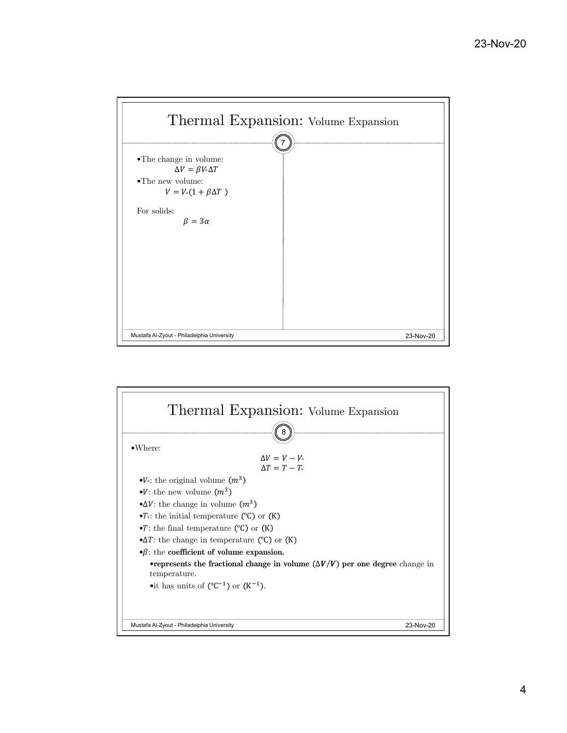## Thermal Expansion: Volume Expansion

- The change in volume:

$$\Delta V = \beta V_{\circ} \Delta T$$

- The new volume:

$$V = V_{\circ}(1 + \beta \Delta T)$$

For solids:

$$\beta = 3\alpha$$

## Thermal Expansion: Volume Expansion

- Where:

$$\Delta V = V - V_{\circ}$$
$$\Delta T = T - T_{\circ}$$

- $V_{\circ}$: the original volume $(m^3)$
- $V$: the new volume $(m^3)$
- $\Delta V$: the change in volume $(m^3)$
- $T_{\circ}$: the initial temperature (℃) or (K)
- $T$: the final temperature (℃) or (K)
- $\Delta T$: the change in temperature (℃) or (K)
- $\beta$: the **coefficient of volume expansion.**
  - **represents the fractional change in volume ($\Delta V/V$) per one degree** change in temperature.
  - it has units of $(℃^{-1})$ or $(K^{-1})$.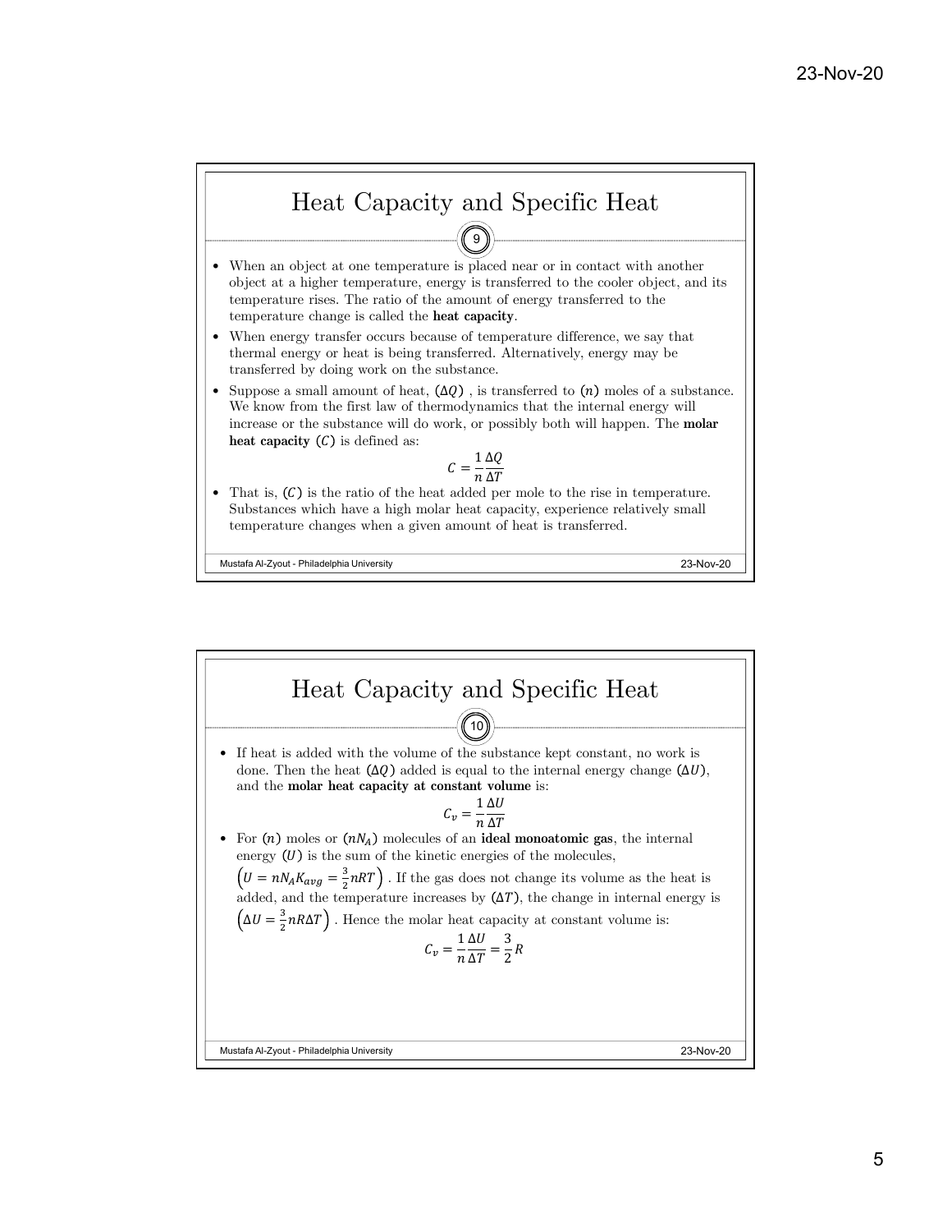## Heat Capacity and Specific Heat

9

- When an object at one temperature is placed near or in contact with another object at a higher temperature, energy is transferred to the cooler object, and its temperature rises. The ratio of the amount of energy transferred to the temperature change is called the **heat capacity**.
- When energy transfer occurs because of temperature difference, we say that thermal energy or heat is being transferred. Alternatively, energy may be transferred by doing work on the substance.
- Suppose a small amount of heat, $(\Delta Q)$ , is transferred to $(n)$ moles of a substance. We know from the first law of thermodynamics that the internal energy will increase or the substance will do work, or possibly both will happen. The **molar heat capacity** $(C)$ is defined as:

$$C = \frac{1}{n}\frac{\Delta Q}{\Delta T}$$

- That is, $(C)$ is the ratio of the heat added per mole to the rise in temperature. Substances which have a high molar heat capacity, experience relatively small temperature changes when a given amount of heat is transferred.

## Heat Capacity and Specific Heat

10

- If heat is added with the volume of the substance kept constant, no work is done. Then the heat $(\Delta Q)$ added is equal to the internal energy change $(\Delta U)$, and the **molar heat capacity at constant volume** is:

$$C_v = \frac{1}{n}\frac{\Delta U}{\Delta T}$$

- For $(n)$ moles or $(nN_A)$ molecules of an **ideal monoatomic gas**, the internal energy $(U)$ is the sum of the kinetic energies of the molecules, $\left(U = nN_A K_{avg} = \frac{3}{2}nRT\right)$ . If the gas does not change its volume as the heat is added, and the temperature increases by $(\Delta T)$, the change in internal energy is $\left(\Delta U = \frac{3}{2}nR\Delta T\right)$ . Hence the molar heat capacity at constant volume is:

$$C_v = \frac{1}{n}\frac{\Delta U}{\Delta T} = \frac{3}{2}R$$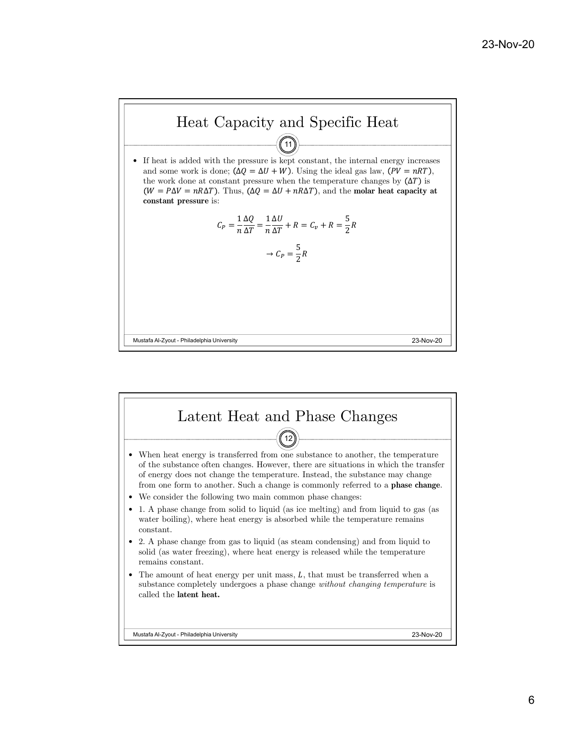## Heat Capacity and Specific Heat

- If heat is added with the pressure is kept constant, the internal energy increases and some work is done; ($\Delta Q = \Delta U + W$). Using the ideal gas law, ($PV = nRT$), the work done at constant pressure when the temperature changes by ($\Delta T$) is ($W = P\Delta V = nR\Delta T$). Thus, ($\Delta Q = \Delta U + nR\Delta T$), and the **molar heat capacity at constant pressure** is:

$$C_P = \frac{1}{n}\frac{\Delta Q}{\Delta T} = \frac{1}{n}\frac{\Delta U}{\Delta T} + R = C_v + R = \frac{5}{2}R$$

$$\rightarrow C_P = \frac{5}{2}R$$

## Latent Heat and Phase Changes

- When heat energy is transferred from one substance to another, the temperature of the substance often changes. However, there are situations in which the transfer of energy does not change the temperature. Instead, the substance may change from one form to another. Such a change is commonly referred to a **phase change**.
- We consider the following two main common phase changes:
- 1. A phase change from solid to liquid (as ice melting) and from liquid to gas (as water boiling), where heat energy is absorbed while the temperature remains constant.
- 2. A phase change from gas to liquid (as steam condensing) and from liquid to solid (as water freezing), where heat energy is released while the temperature remains constant.
- The amount of heat energy per unit mass, $L$, that must be transferred when a substance completely undergoes a phase change *without changing temperature* is called the **latent heat.**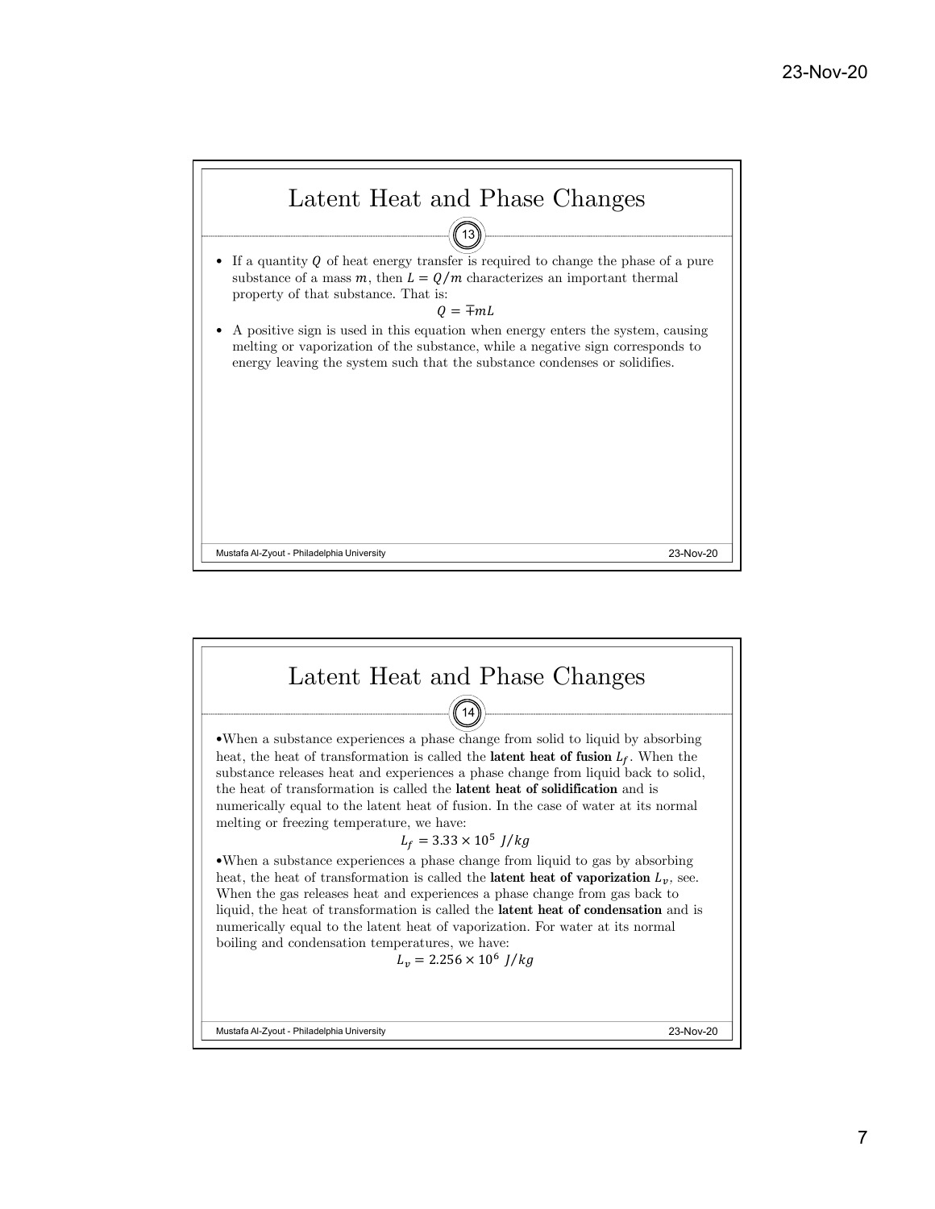## Latent Heat and Phase Changes

- If a quantity $Q$ of heat energy transfer is required to change the phase of a pure substance of a mass $m$, then $L = Q/m$ characterizes an important thermal property of that substance. That is:

$$Q = \mp mL$$

- A positive sign is used in this equation when energy enters the system, causing melting or vaporization of the substance, while a negative sign corresponds to energy leaving the system such that the substance condenses or solidifies.

## Latent Heat and Phase Changes

- When a substance experiences a phase change from solid to liquid by absorbing heat, the heat of transformation is called the **latent heat of fusion** $L_f$. When the substance releases heat and experiences a phase change from liquid back to solid, the heat of transformation is called the **latent heat of solidification** and is numerically equal to the latent heat of fusion. In the case of water at its normal melting or freezing temperature, we have:

$$L_f = 3.33 \times 10^5 \ J/kg$$

- When a substance experiences a phase change from liquid to gas by absorbing heat, the heat of transformation is called the **latent heat of vaporization** $L_v$, see. When the gas releases heat and experiences a phase change from gas back to liquid, the heat of transformation is called the **latent heat of condensation** and is numerically equal to the latent heat of vaporization. For water at its normal boiling and condensation temperatures, we have:

$$L_v = 2.256 \times 10^6 \ J/kg$$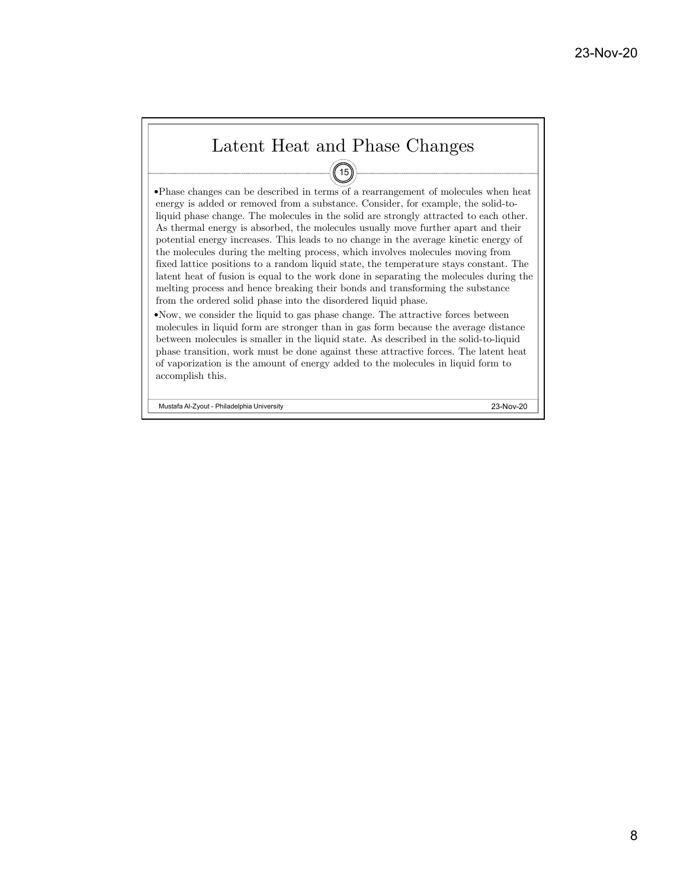# Latent Heat and Phase Changes

- Phase changes can be described in terms of a rearrangement of molecules when heat energy is added or removed from a substance. Consider, for example, the solid-to-liquid phase change. The molecules in the solid are strongly attracted to each other. As thermal energy is absorbed, the molecules usually move further apart and their potential energy increases. This leads to no change in the average kinetic energy of the molecules during the melting process, which involves molecules moving from fixed lattice positions to a random liquid state, the temperature stays constant. The latent heat of fusion is equal to the work done in separating the molecules during the melting process and hence breaking their bonds and transforming the substance from the ordered solid phase into the disordered liquid phase.
- Now, we consider the liquid to gas phase change. The attractive forces between molecules in liquid form are stronger than in gas form because the average distance between molecules is smaller in the liquid state. As described in the solid-to-liquid phase transition, work must be done against these attractive forces. The latent heat of vaporization is the amount of energy added to the molecules in liquid form to accomplish this.